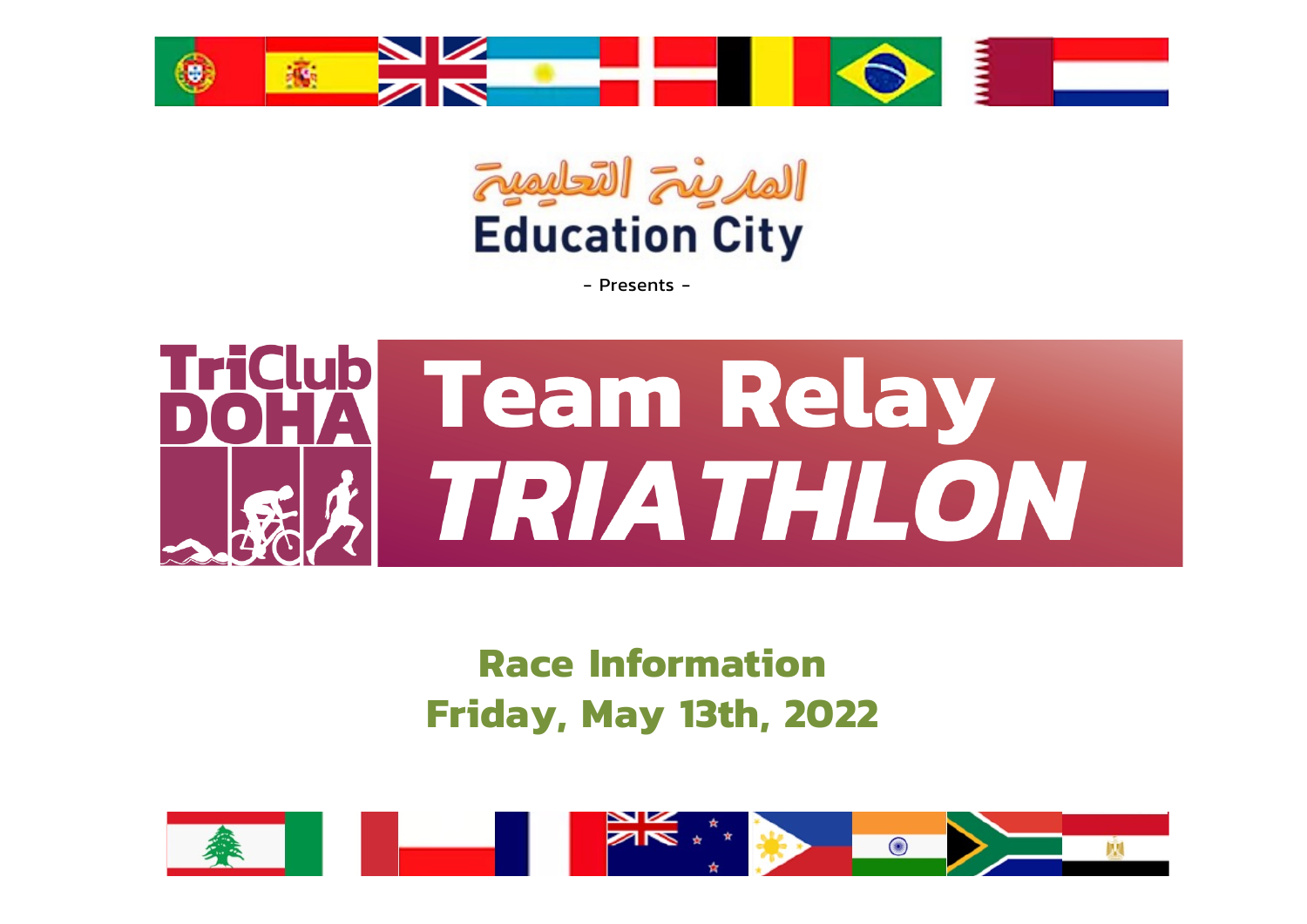المدينة التعليمية

Education City

- Presents -

TriClub DOHA

# Team Relay TRIATHLON

## Race Information
## Friday, May 13th, 2022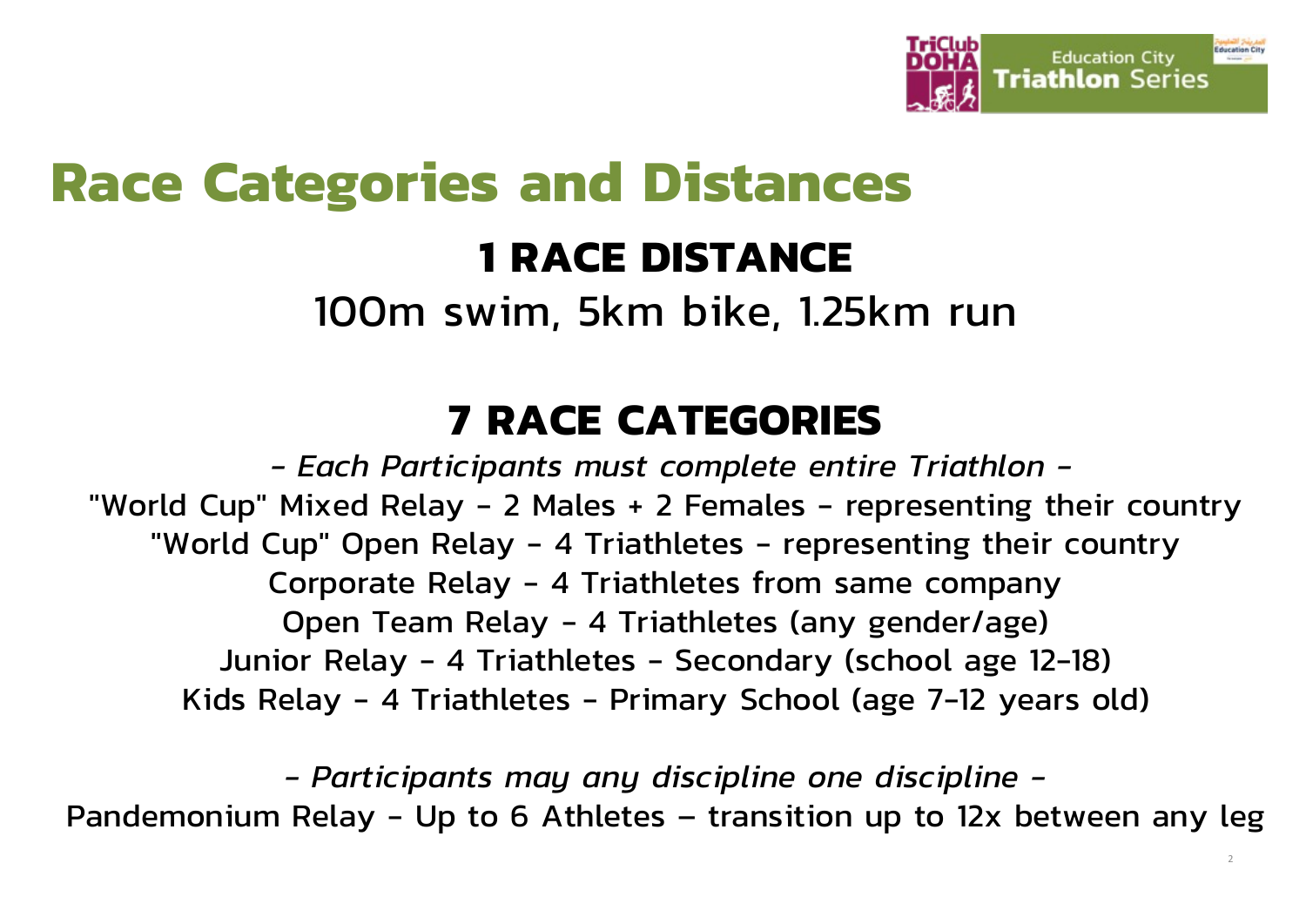# Race Categories and Distances

## 1 RACE DISTANCE

100m swim, 5km bike, 1.25km run

## 7 RACE CATEGORIES

*- Each Participants must complete entire Triathlon -*

"World Cup" Mixed Relay - 2 Males + 2 Females - representing their country

"World Cup" Open Relay - 4 Triathletes - representing their country

Corporate Relay - 4 Triathletes from same company

Open Team Relay - 4 Triathletes (any gender/age)

Junior Relay - 4 Triathletes - Secondary (school age 12-18)

Kids Relay - 4 Triathletes - Primary School (age 7-12 years old)

*- Participants may any discipline one discipline -*

Pandemonium Relay - Up to 6 Athletes – transition up to 12x between any leg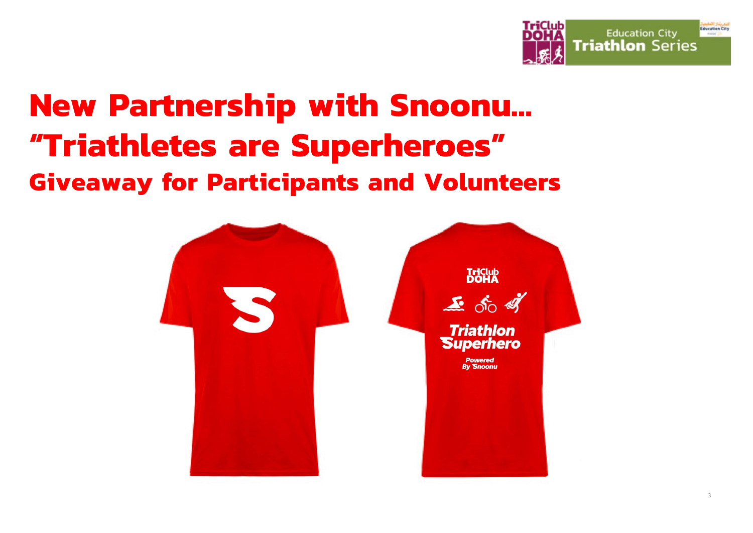# New Partnership with Snoonu…

# "Triathletes are Superheroes"

## Giveaway for Participants and Volunteers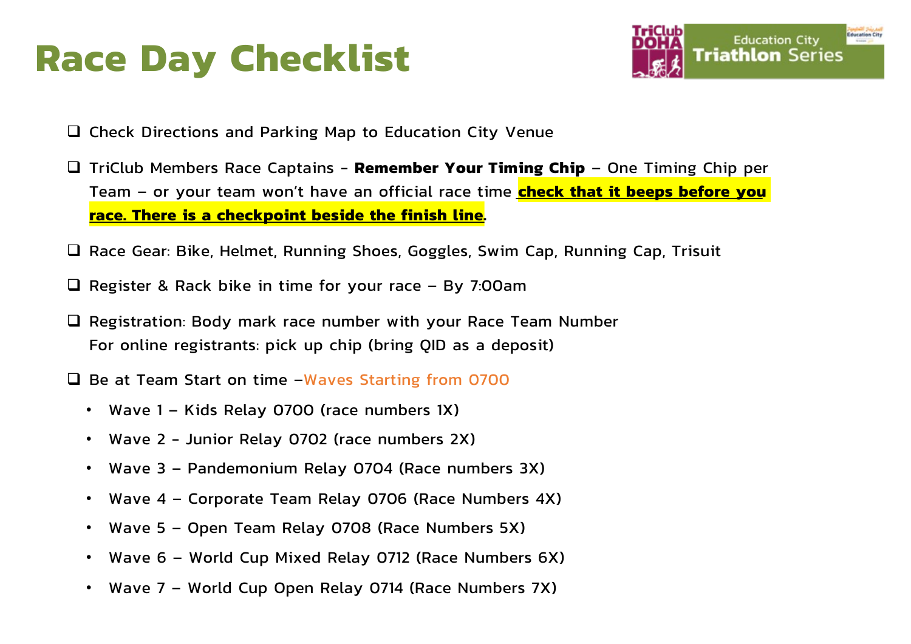# Race Day Checklist

- [ ] Check Directions and Parking Map to Education City Venue
- [ ] TriClub Members Race Captains - **Remember Your Timing Chip** – One Timing Chip per Team – or your team won't have an official race time **check that it beeps before you race. There is a checkpoint beside the finish line**.
- [ ] Race Gear: Bike, Helmet, Running Shoes, Goggles, Swim Cap, Running Cap, Trisuit
- [ ] Register & Rack bike in time for your race – By 7:00am
- [ ] Registration: Body mark race number with your Race Team Number
  For online registrants: pick up chip (bring QID as a deposit)
- [ ] Be at Team Start on time –Waves Starting from 0700
  - Wave 1 – Kids Relay 0700 (race numbers 1X)
  - Wave 2 - Junior Relay 0702 (race numbers 2X)
  - Wave 3 – Pandemonium Relay 0704 (Race numbers 3X)
  - Wave 4 – Corporate Team Relay 0706 (Race Numbers 4X)
  - Wave 5 – Open Team Relay 0708 (Race Numbers 5X)
  - Wave 6 – World Cup Mixed Relay 0712 (Race Numbers 6X)
  - Wave 7 – World Cup Open Relay 0714 (Race Numbers 7X)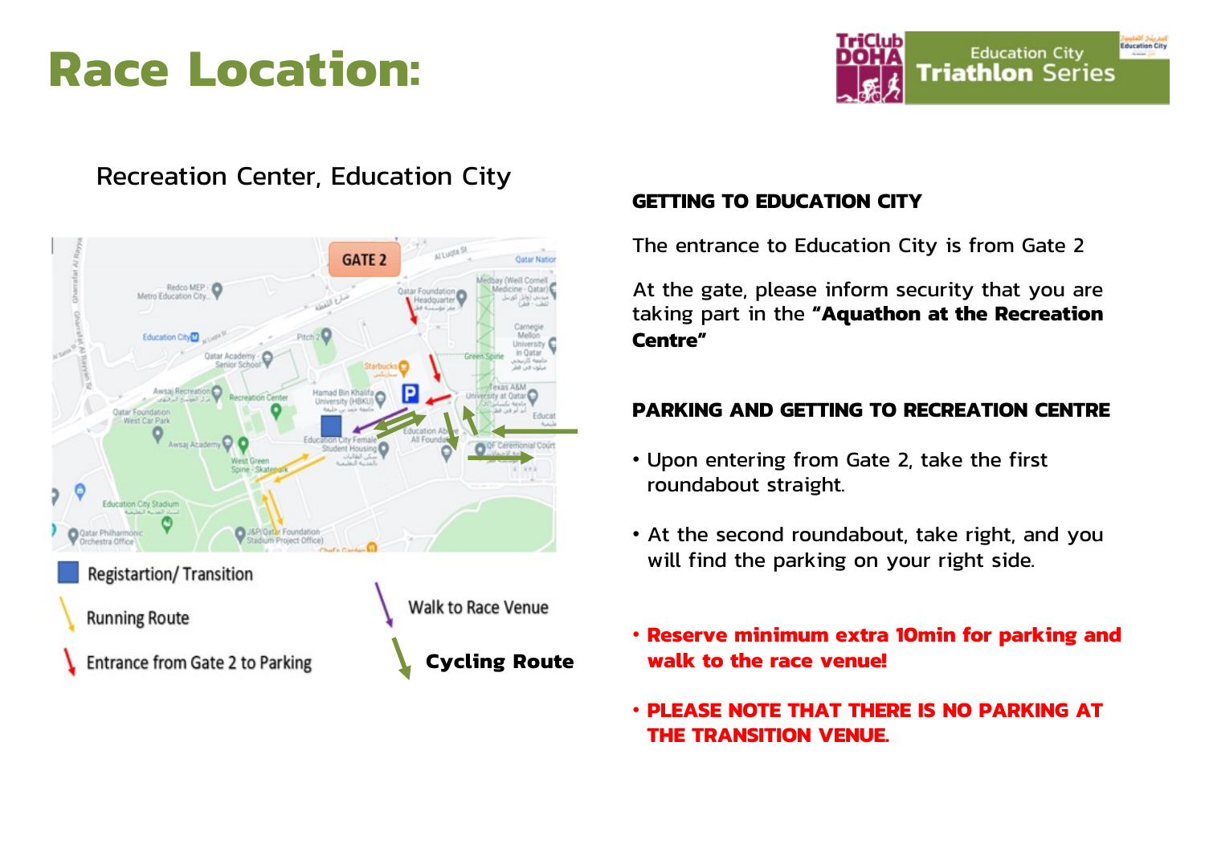# Race Location:

Recreation Center, Education City

Registartion/ Transition

Running Route

Entrance from Gate 2 to Parking

Walk to Race Venue

**Cycling Route**

**GETTING TO EDUCATION CITY**

The entrance to Education City is from Gate 2

At the gate, please inform security that you are taking part in the **"Aquathon at the Recreation Centre"**

**PARKING AND GETTING TO RECREATION CENTRE**

- Upon entering from Gate 2, take the first roundabout straight.
- At the second roundabout, take right, and you will find the parking on your right side.
- **Reserve minimum extra 10min for parking and walk to the race venue!**
- **PLEASE NOTE THAT THERE IS NO PARKING AT THE TRANSITION VENUE.**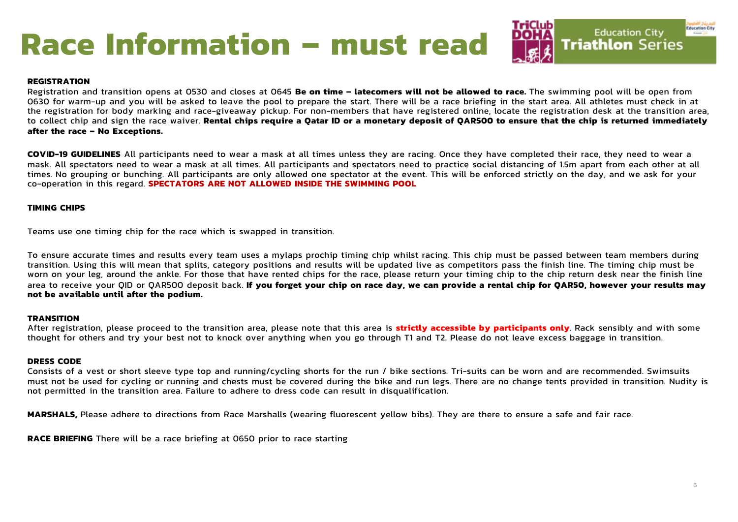# Race Information – must read

**REGISTRATION**
Registration and transition opens at 0530 and closes at 0645 **Be on time – latecomers will not be allowed to race.** The swimming pool will be open from 0630 for warm-up and you will be asked to leave the pool to prepare the start. There will be a race briefing in the start area. All athletes must check in at the registration for body marking and race-giveaway pickup. For non-members that have registered online, locate the registration desk at the transition area, to collect chip and sign the race waiver. **Rental chips require a Qatar ID or a monetary deposit of QAR500 to ensure that the chip is returned immediately after the race – No Exceptions.**

**COVID-19 GUIDELINES** All participants need to wear a mask at all times unless they are racing. Once they have completed their race, they need to wear a mask. All spectators need to wear a mask at all times. All participants and spectators need to practice social distancing of 1.5m apart from each other at all times. No grouping or bunching. All participants are only allowed one spectator at the event. This will be enforced strictly on the day, and we ask for your co-operation in this regard. **SPECTATORS ARE NOT ALLOWED INSIDE THE SWIMMING POOL**

**TIMING CHIPS**

Teams use one timing chip for the race which is swapped in transition.

To ensure accurate times and results every team uses a mylaps prochip timing chip whilst racing. This chip must be passed between team members during transition. Using this will mean that splits, category positions and results will be updated live as competitors pass the finish line. The timing chip must be worn on your leg, around the ankle. For those that have rented chips for the race, please return your timing chip to the chip return desk near the finish line area to receive your QID or QAR500 deposit back. **If you forget your chip on race day, we can provide a rental chip for QAR50, however your results may not be available until after the podium.**

**TRANSITION**
After registration, please proceed to the transition area, please note that this area is **strictly accessible by participants only**. Rack sensibly and with some thought for others and try your best not to knock over anything when you go through T1 and T2. Please do not leave excess baggage in transition.

**DRESS CODE**
Consists of a vest or short sleeve type top and running/cycling shorts for the run / bike sections. Tri-suits can be worn and are recommended. Swimsuits must not be used for cycling or running and chests must be covered during the bike and run legs. There are no change tents provided in transition. Nudity is not permitted in the transition area. Failure to adhere to dress code can result in disqualification.

**MARSHALS,** Please adhere to directions from Race Marshalls (wearing fluorescent yellow bibs). They are there to ensure a safe and fair race.

**RACE BRIEFING** There will be a race briefing at 0650 prior to race starting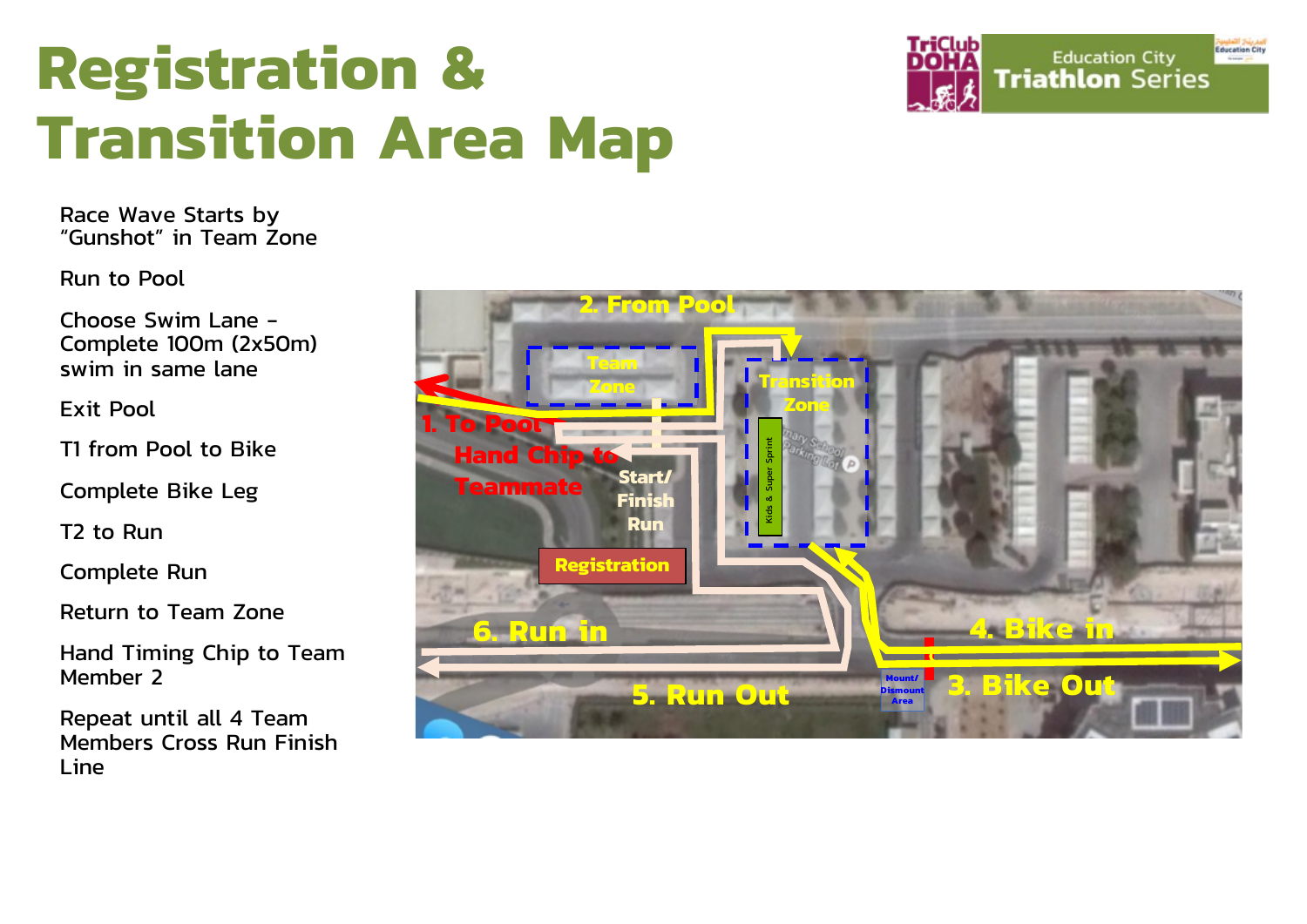# Registration & Transition Area Map

Race Wave Starts by "Gunshot" in Team Zone

Run to Pool

Choose Swim Lane - Complete 100m (2x50m) swim in same lane

Exit Pool

T1 from Pool to Bike

Complete Bike Leg

T2 to Run

Complete Run

Return to Team Zone

Hand Timing Chip to Team Member 2

Repeat until all 4 Team Members Cross Run Finish Line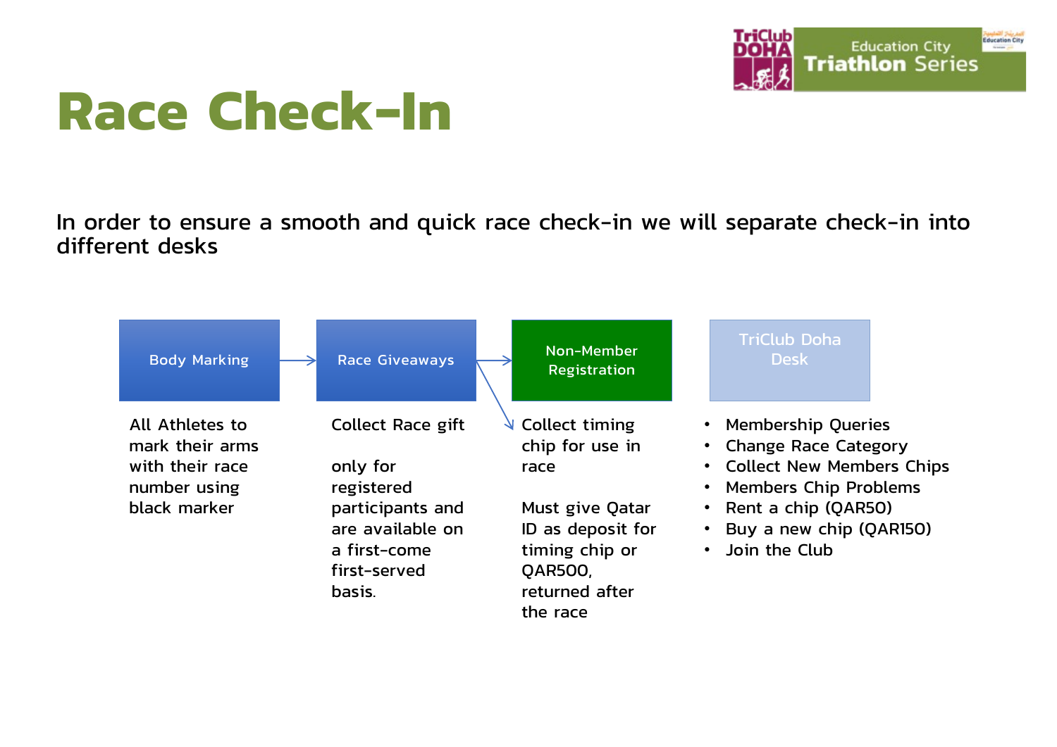# Race Check-In

In order to ensure a smooth and quick race check-in we will separate check-in into different desks

### Body Marking

All Athletes to mark their arms with their race number using black marker

### Race Giveaways

Collect Race gift

only for registered participants and are available on a first-come first-served basis.

### Non-Member Registration

Collect timing chip for use in race

Must give Qatar ID as deposit for timing chip or QAR500, returned after the race

### TriClub Doha Desk

- Membership Queries
- Change Race Category
- Collect New Members Chips
- Members Chip Problems
- Rent a chip (QAR50)
- Buy a new chip (QAR150)
- Join the Club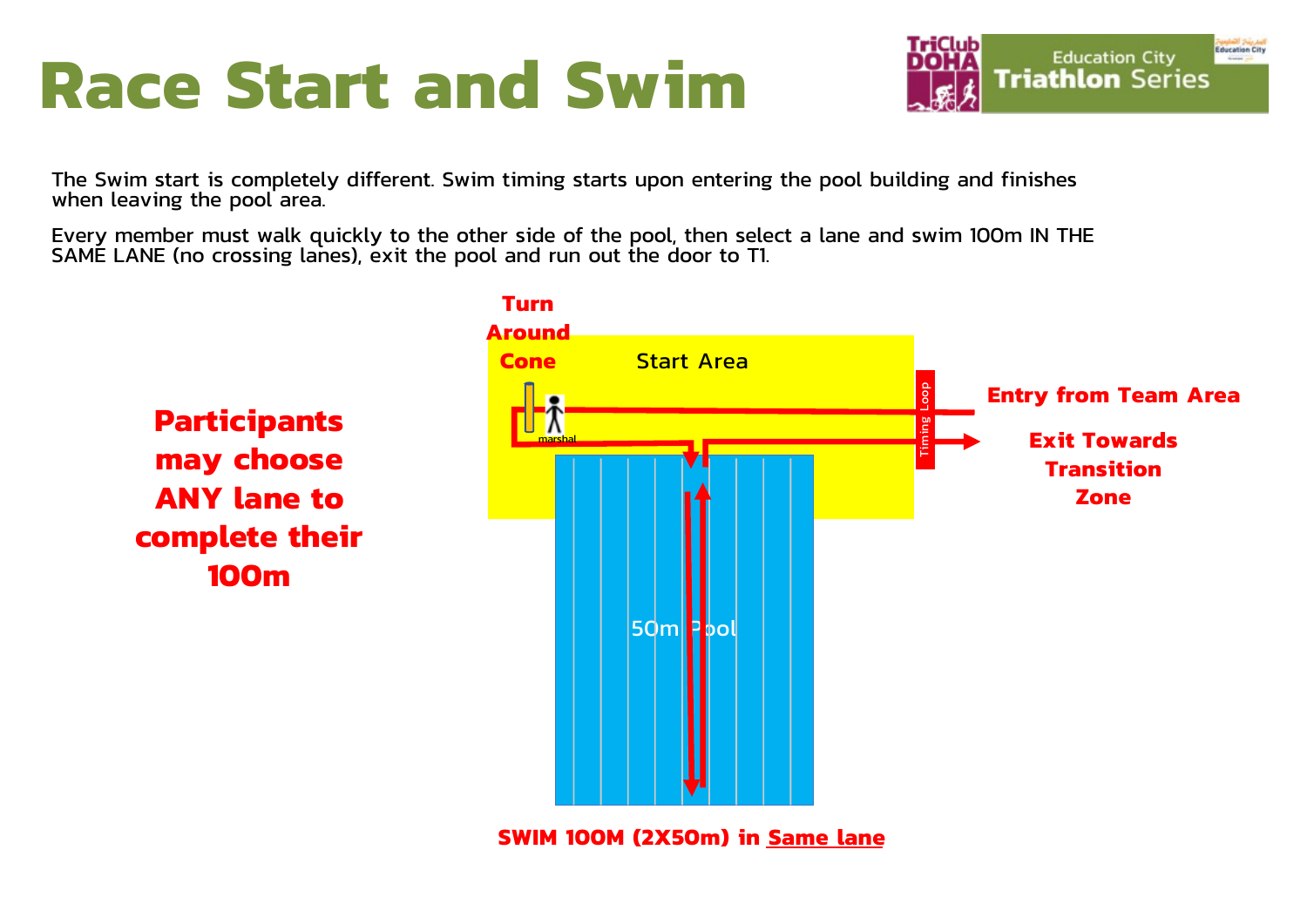# Race Start and Swim

The Swim start is completely different. Swim timing starts upon entering the pool building and finishes when leaving the pool area.

Every member must walk quickly to the other side of the pool, then select a lane and swim 100m IN THE SAME LANE (no crossing lanes), exit the pool and run out the door to T1.

**Participants may choose ANY lane to complete their 100m**

Turn Around Cone

Start Area

marshal

Timing Loop

Entry from Team Area

Exit Towards Transition Zone

50m Pool

**SWIM 100M (2X50m) in Same lane**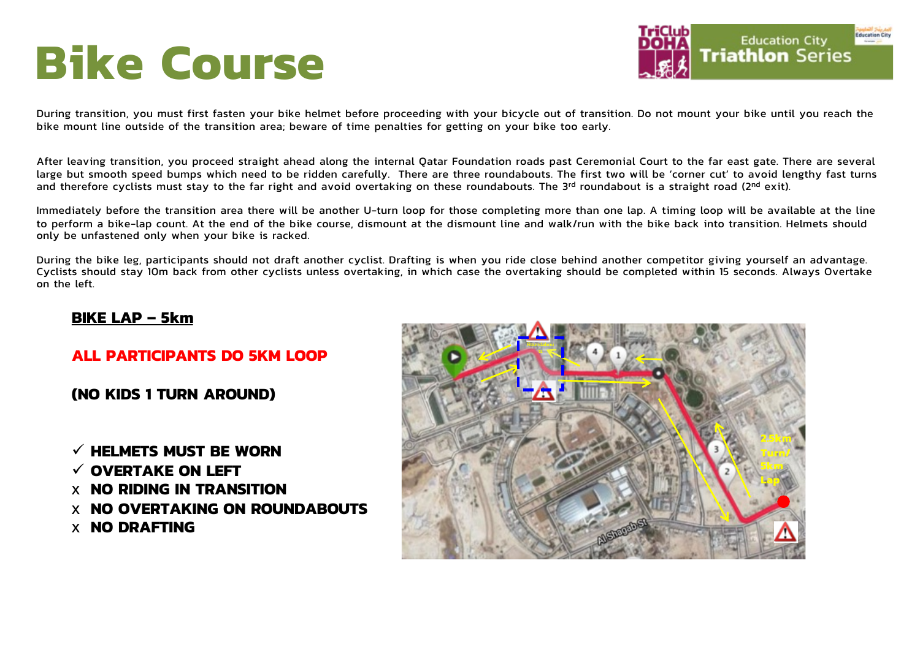# Bike Course

During transition, you must first fasten your bike helmet before proceeding with your bicycle out of transition. Do not mount your bike until you reach the bike mount line outside of the transition area; beware of time penalties for getting on your bike too early.

After leaving transition, you proceed straight ahead along the internal Qatar Foundation roads past Ceremonial Court to the far east gate. There are several large but smooth speed bumps which need to be ridden carefully. There are three roundabouts. The first two will be 'corner cut' to avoid lengthy fast turns and therefore cyclists must stay to the far right and avoid overtaking on these roundabouts. The 3rd roundabout is a straight road (2nd exit).

Immediately before the transition area there will be another U-turn loop for those completing more than one lap. A timing loop will be available at the line to perform a bike-lap count. At the end of the bike course, dismount at the dismount line and walk/run with the bike back into transition. Helmets should only be unfastened only when your bike is racked.

During the bike leg, participants should not draft another cyclist. Drafting is when you ride close behind another competitor giving yourself an advantage. Cyclists should stay 10m back from other cyclists unless overtaking, in which case the overtaking should be completed within 15 seconds. Always Overtake on the left.

**BIKE LAP – 5km**

**ALL PARTICIPANTS DO 5KM LOOP**

**(NO KIDS 1 TURN AROUND)**

- ✓ **HELMETS MUST BE WORN**
- ✓ **OVERTAKE ON LEFT**
- X **NO RIDING IN TRANSITION**
- X **NO OVERTAKING ON ROUNDABOUTS**
- X **NO DRAFTING**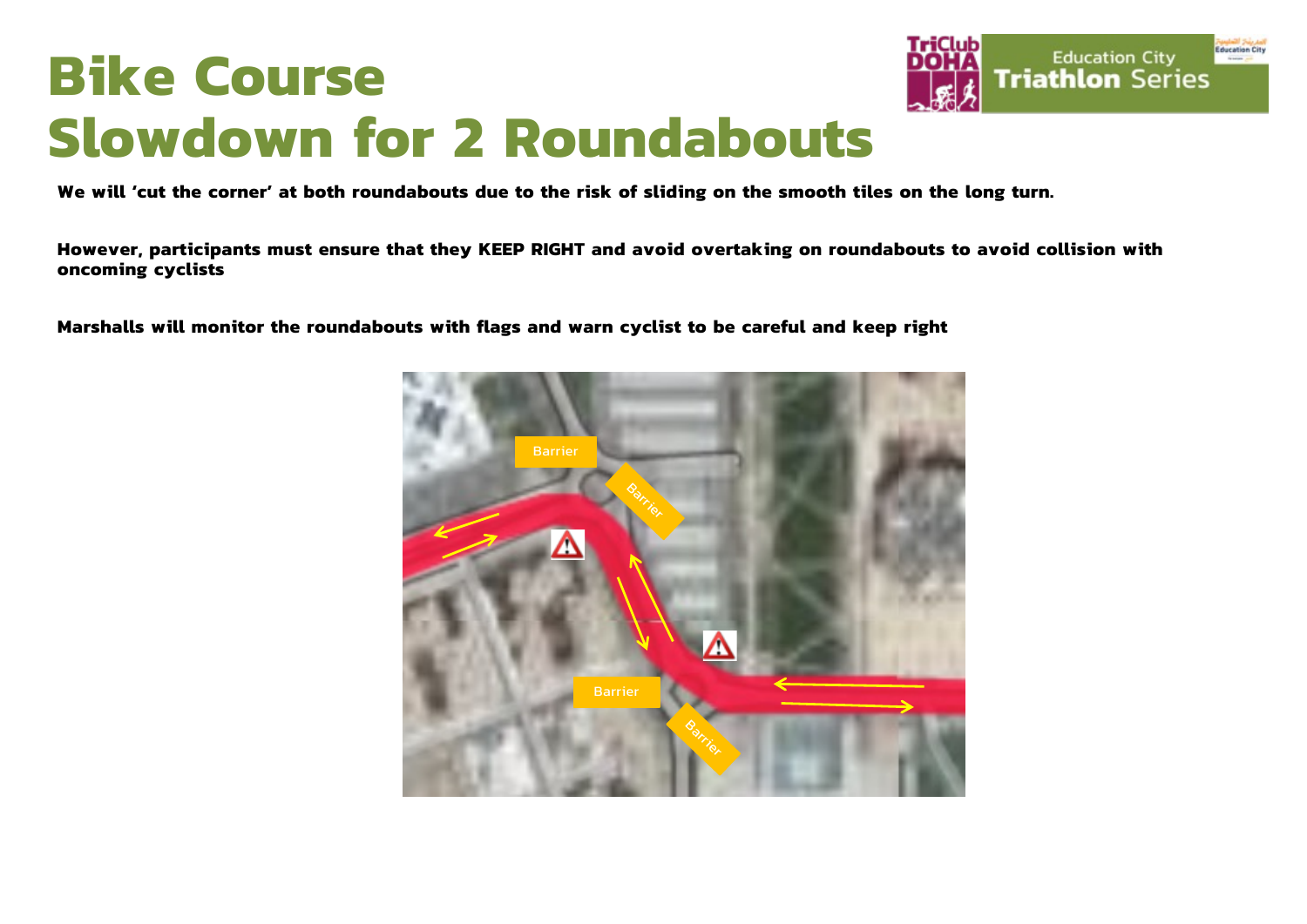# Bike Course
# Slowdown for 2 Roundabouts

**We will 'cut the corner' at both roundabouts due to the risk of sliding on the smooth tiles on the long turn.**

**However, participants must ensure that they KEEP RIGHT and avoid overtaking on roundabouts to avoid collision with oncoming cyclists**

**Marshalls will monitor the roundabouts with flags and warn cyclist to be careful and keep right**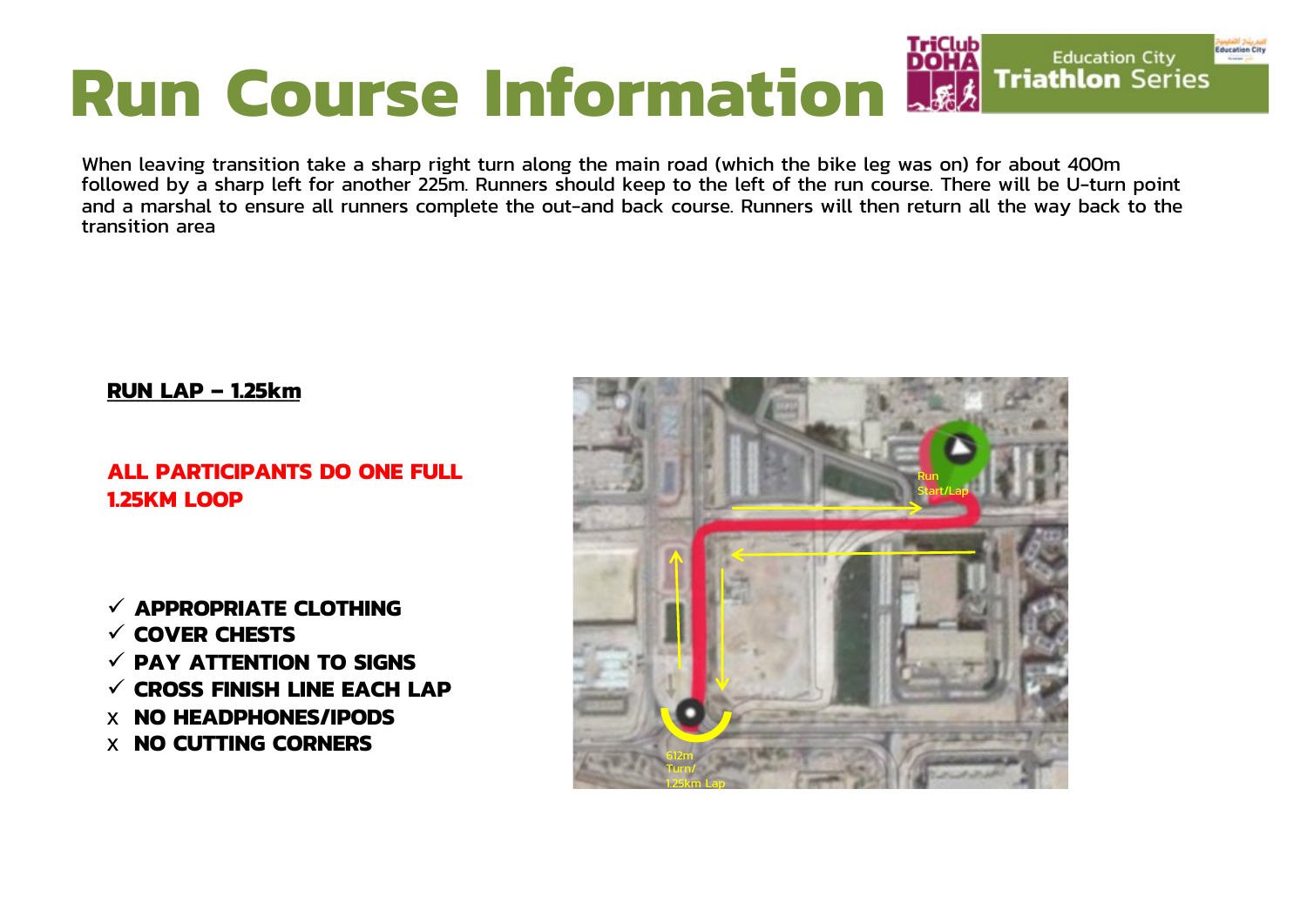# Run Course Information

TriClub DOHA | Education City Triathlon Series

When leaving transition take a sharp right turn along the main road (which the bike leg was on) for about 400m followed by a sharp left for another 225m. Runners should keep to the left of the run course. There will be U-turn point and a marshal to ensure all runners complete the out-and back course. Runners will then return all the way back to the transition area

**RUN LAP – 1.25km**

**ALL PARTICIPANTS DO ONE FULL 1.25KM LOOP**

- ✓ **APPROPRIATE CLOTHING**
- ✓ **COVER CHESTS**
- ✓ **PAY ATTENTION TO SIGNS**
- ✓ **CROSS FINISH LINE EACH LAP**
- x **NO HEADPHONES/IPODS**
- x **NO CUTTING CORNERS**

Run Start/Lap

612m Turn/ 1.25km Lap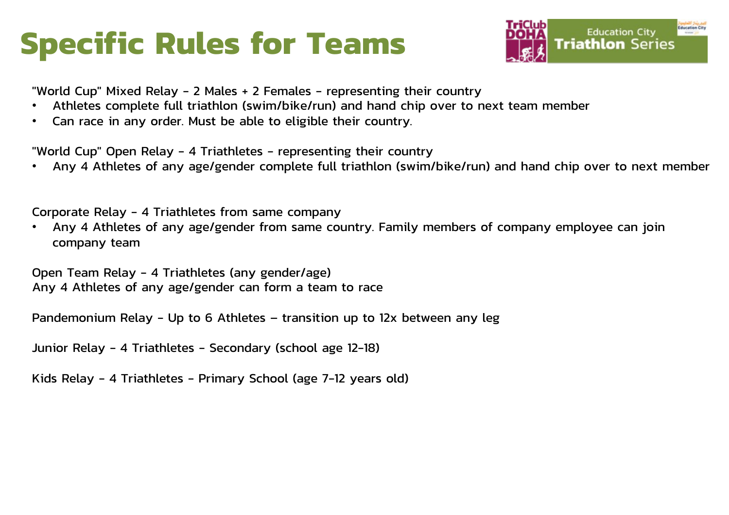# Specific Rules for Teams

"World Cup" Mixed Relay - 2 Males + 2 Females - representing their country

- Athletes complete full triathlon (swim/bike/run) and hand chip over to next team member
- Can race in any order. Must be able to eligible their country.

"World Cup" Open Relay - 4 Triathletes - representing their country

- Any 4 Athletes of any age/gender complete full triathlon (swim/bike/run) and hand chip over to next member

Corporate Relay - 4 Triathletes from same company

- Any 4 Athletes of any age/gender from same country. Family members of company employee can join company team

Open Team Relay - 4 Triathletes (any gender/age)
Any 4 Athletes of any age/gender can form a team to race

Pandemonium Relay - Up to 6 Athletes – transition up to 12x between any leg

Junior Relay - 4 Triathletes - Secondary (school age 12-18)

Kids Relay - 4 Triathletes - Primary School (age 7-12 years old)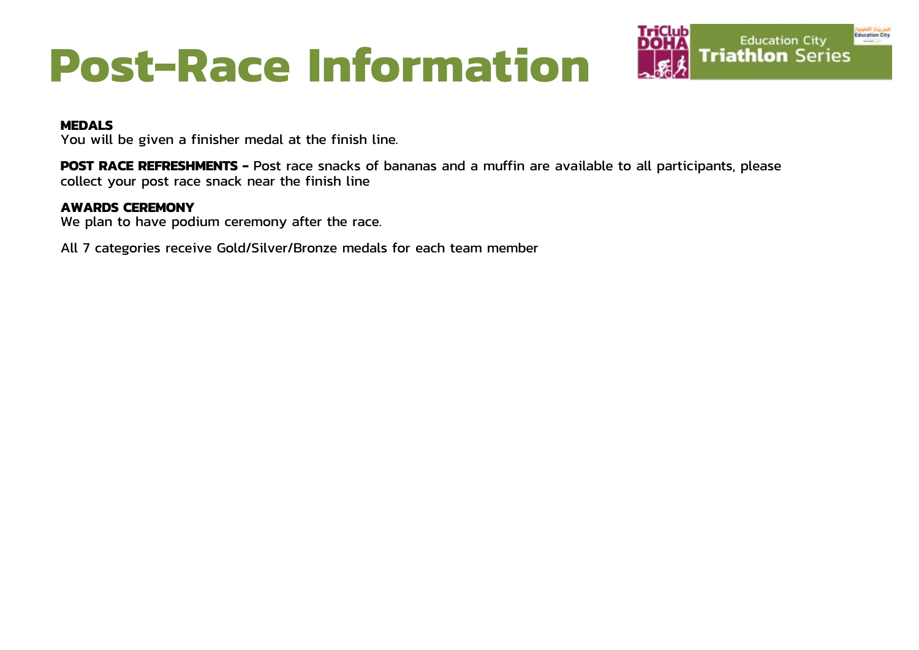# Post-Race Information

**MEDALS**
You will be given a finisher medal at the finish line.

**POST RACE REFRESHMENTS -** Post race snacks of bananas and a muffin are available to all participants, please collect your post race snack near the finish line

**AWARDS CEREMONY**
We plan to have podium ceremony after the race.

All 7 categories receive Gold/Silver/Bronze medals for each team member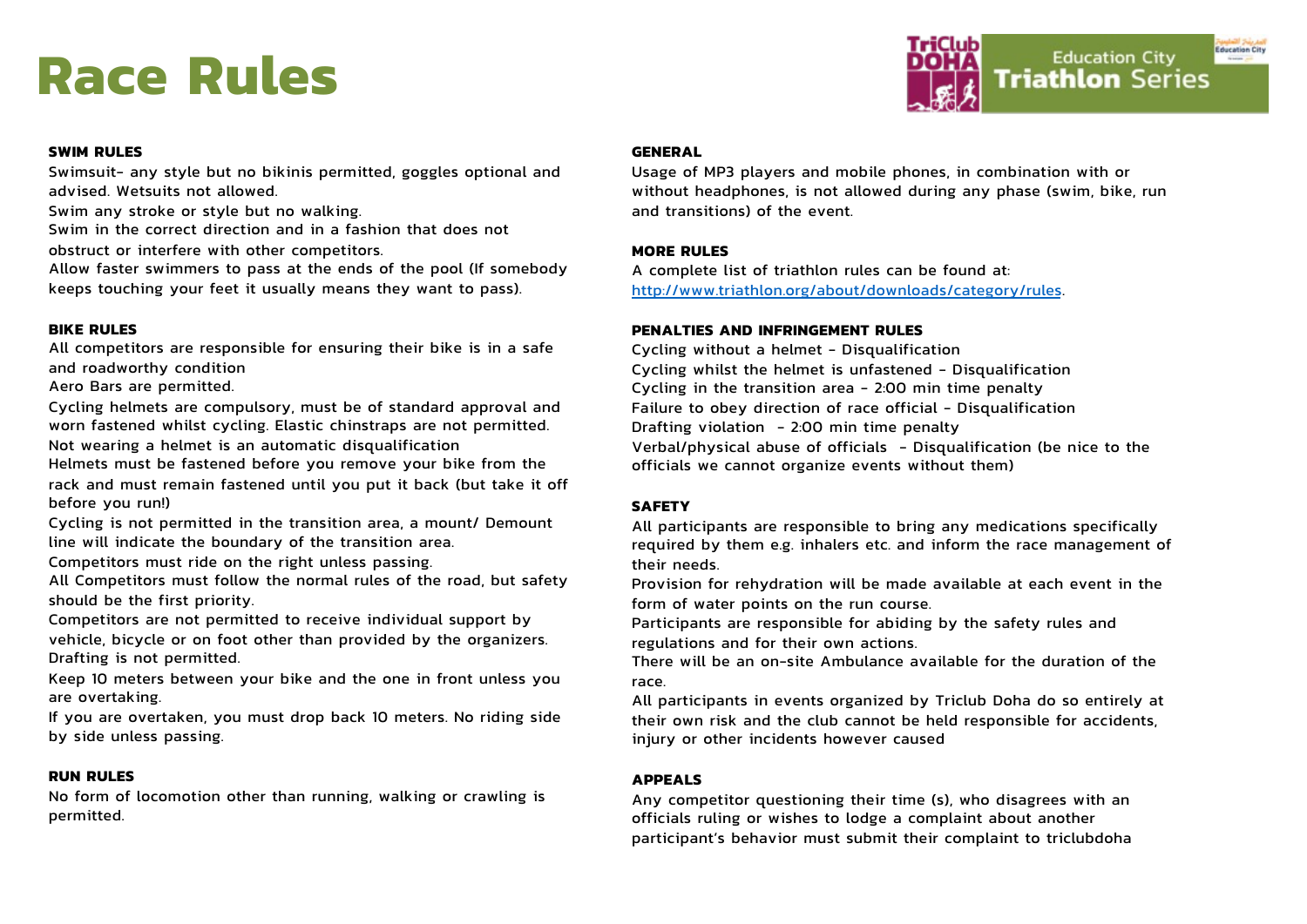# Race Rules

### SWIM RULES

Swimsuit- any style but no bikinis permitted, goggles optional and advised. Wetsuits not allowed.

Swim any stroke or style but no walking.

Swim in the correct direction and in a fashion that does not obstruct or interfere with other competitors.

Allow faster swimmers to pass at the ends of the pool (If somebody keeps touching your feet it usually means they want to pass).

### BIKE RULES

All competitors are responsible for ensuring their bike is in a safe and roadworthy condition

Aero Bars are permitted.

Cycling helmets are compulsory, must be of standard approval and worn fastened whilst cycling. Elastic chinstraps are not permitted.

Not wearing a helmet is an automatic disqualification

Helmets must be fastened before you remove your bike from the rack and must remain fastened until you put it back (but take it off before you run!)

Cycling is not permitted in the transition area, a mount/ Demount line will indicate the boundary of the transition area.

Competitors must ride on the right unless passing.

All Competitors must follow the normal rules of the road, but safety should be the first priority.

Competitors are not permitted to receive individual support by vehicle, bicycle or on foot other than provided by the organizers.

Drafting is not permitted.

Keep 10 meters between your bike and the one in front unless you are overtaking.

If you are overtaken, you must drop back 10 meters. No riding side by side unless passing.

### RUN RULES

No form of locomotion other than running, walking or crawling is permitted.

### GENERAL

Usage of MP3 players and mobile phones, in combination with or without headphones, is not allowed during any phase (swim, bike, run and transitions) of the event.

### MORE RULES

A complete list of triathlon rules can be found at: [http://www.triathlon.org/about/downloads/category/rules](http://www.triathlon.org/about/downloads/category/rules).

### PENALTIES AND INFRINGEMENT RULES

Cycling without a helmet - Disqualification

Cycling whilst the helmet is unfastened - Disqualification

Cycling in the transition area - 2:00 min time penalty

Failure to obey direction of race official - Disqualification

Drafting violation - 2:00 min time penalty

Verbal/physical abuse of officials - Disqualification (be nice to the officials we cannot organize events without them)

### SAFETY

All participants are responsible to bring any medications specifically required by them e.g. inhalers etc. and inform the race management of their needs.

Provision for rehydration will be made available at each event in the form of water points on the run course.

Participants are responsible for abiding by the safety rules and regulations and for their own actions.

There will be an on-site Ambulance available for the duration of the race.

All participants in events organized by Triclub Doha do so entirely at their own risk and the club cannot be held responsible for accidents, injury or other incidents however caused

### APPEALS

Any competitor questioning their time (s), who disagrees with an officials ruling or wishes to lodge a complaint about another participant's behavior must submit their complaint to triclubdoha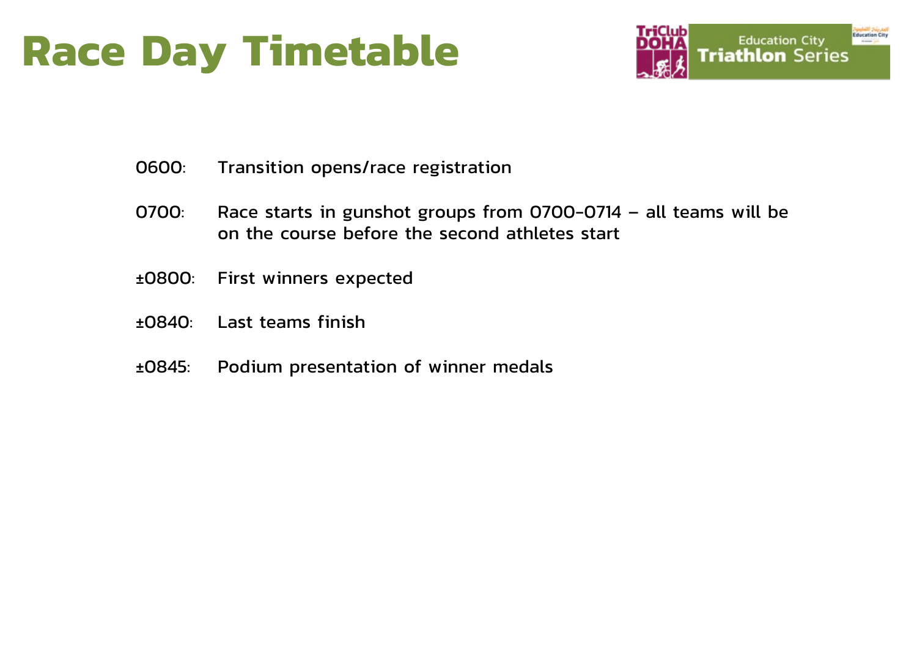# Race Day Timetable

0600: Transition opens/race registration

0700: Race starts in gunshot groups from 0700-0714 – all teams will be on the course before the second athletes start

±0800: First winners expected

±0840: Last teams finish

±0845: Podium presentation of winner medals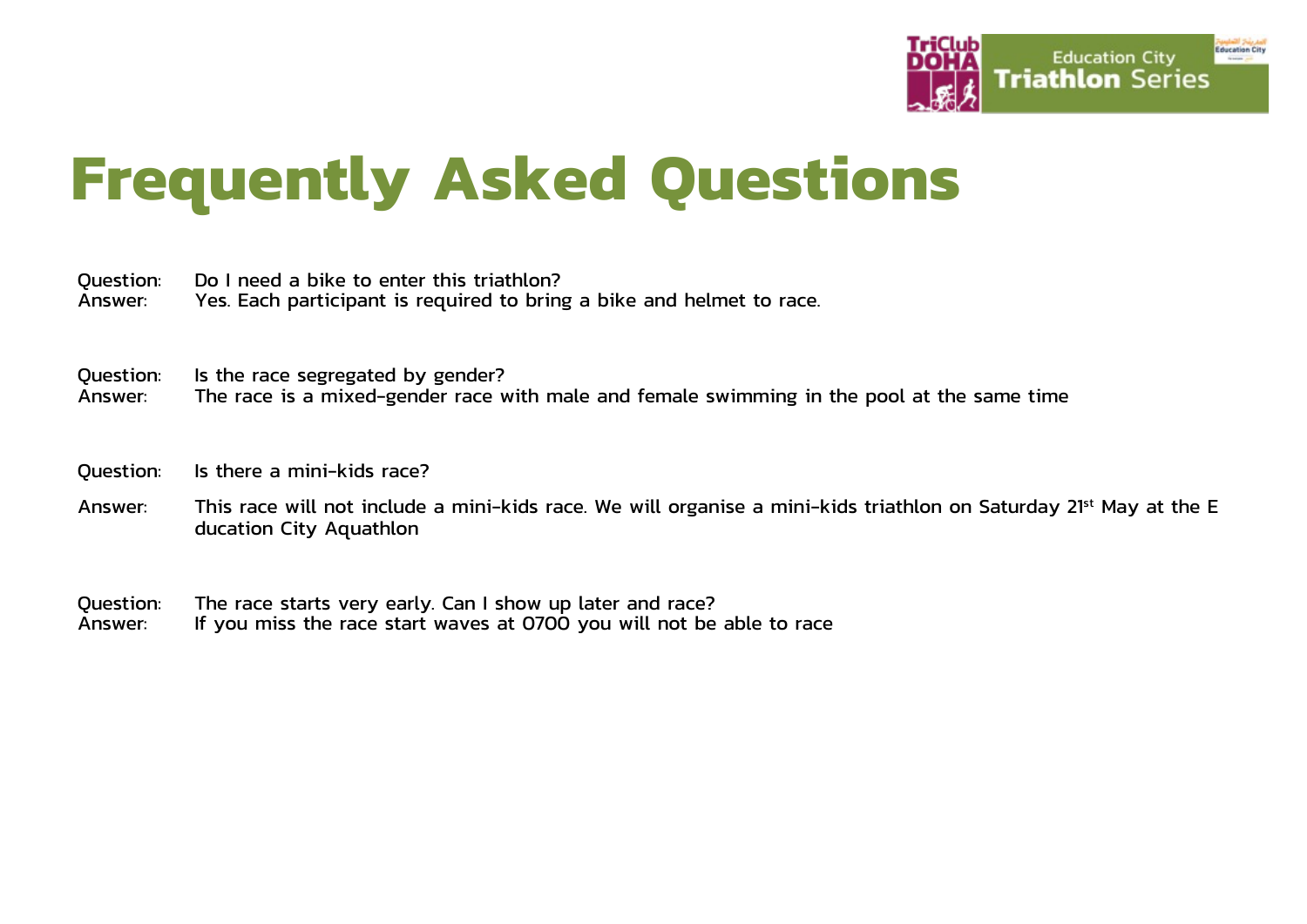# Frequently Asked Questions

Question: Do I need a bike to enter this triathlon?
Answer: Yes. Each participant is required to bring a bike and helmet to race.

Question: Is the race segregated by gender?
Answer: The race is a mixed-gender race with male and female swimming in the pool at the same time

Question: Is there a mini-kids race?

Answer: This race will not include a mini-kids race. We will organise a mini-kids triathlon on Saturday 21st May at the Education City Aquathlon

Question: The race starts very early. Can I show up later and race?
Answer: If you miss the race start waves at 0700 you will not be able to race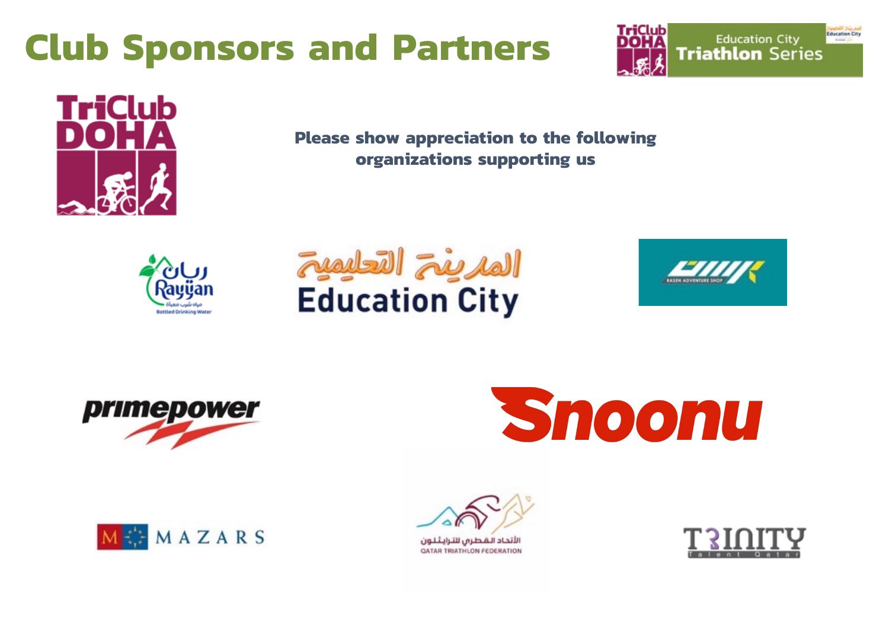# Club Sponsors and Partners

Please show appreciation to the following organizations supporting us